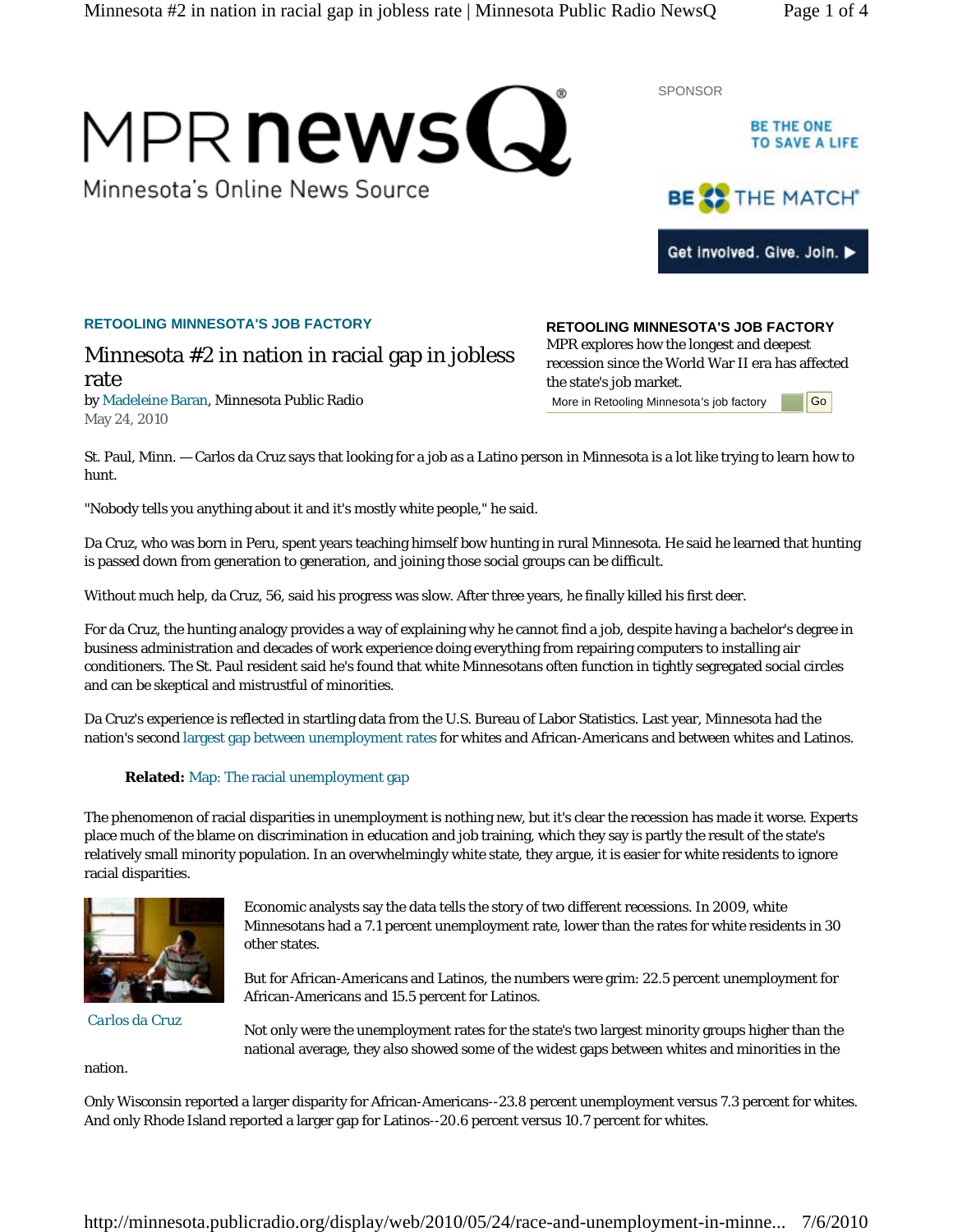MPR newsQ

Minnesota's Online News Source

SPONSOR

BE THE ONE TO SAVE A LIFE

BE THE MATCH

Get involved. Give. Join.

**RETOOLING MINNESOTA'S JOB FACTORY**

# Minnesota #2 in nation in racial gap in jobless rate

by Madeleine Baran, Minnesota Public Radio
May 24, 2010

**RETOOLING MINNESOTA'S JOB FACTORY**
MPR explores how the longest and deepest recession since the World War II era has affected the state's job market.
More in Retooling Minnesota's job factory Go

St. Paul, Minn. — Carlos da Cruz says that looking for a job as a Latino person in Minnesota is a lot like trying to learn how to hunt.

"Nobody tells you anything about it and it's mostly white people," he said.

Da Cruz, who was born in Peru, spent years teaching himself bow hunting in rural Minnesota. He said he learned that hunting is passed down from generation to generation, and joining those social groups can be difficult.

Without much help, da Cruz, 56, said his progress was slow. After three years, he finally killed his first deer.

For da Cruz, the hunting analogy provides a way of explaining why he cannot find a job, despite having a bachelor's degree in business administration and decades of work experience doing everything from repairing computers to installing air conditioners. The St. Paul resident said he's found that white Minnesotans often function in tightly segregated social circles and can be skeptical and mistrustful of minorities.

Da Cruz's experience is reflected in startling data from the U.S. Bureau of Labor Statistics. Last year, Minnesota had the nation's second largest gap between unemployment rates for whites and African-Americans and between whites and Latinos.

**Related:** Map: The racial unemployment gap

The phenomenon of racial disparities in unemployment is nothing new, but it's clear the recession has made it worse. Experts place much of the blame on discrimination in education and job training, which they say is partly the result of the state's relatively small minority population. In an overwhelmingly white state, they argue, it is easier for white residents to ignore racial disparities.

Carlos da Cruz

Economic analysts say the data tells the story of two different recessions. In 2009, white Minnesotans had a 7.1 percent unemployment rate, lower than the rates for white residents in 30 other states.

But for African-Americans and Latinos, the numbers were grim: 22.5 percent unemployment for African-Americans and 15.5 percent for Latinos.

Not only were the unemployment rates for the state's two largest minority groups higher than the national average, they also showed some of the widest gaps between whites and minorities in the nation.

Only Wisconsin reported a larger disparity for African-Americans--23.8 percent unemployment versus 7.3 percent for whites. And only Rhode Island reported a larger gap for Latinos--20.6 percent versus 10.7 percent for whites.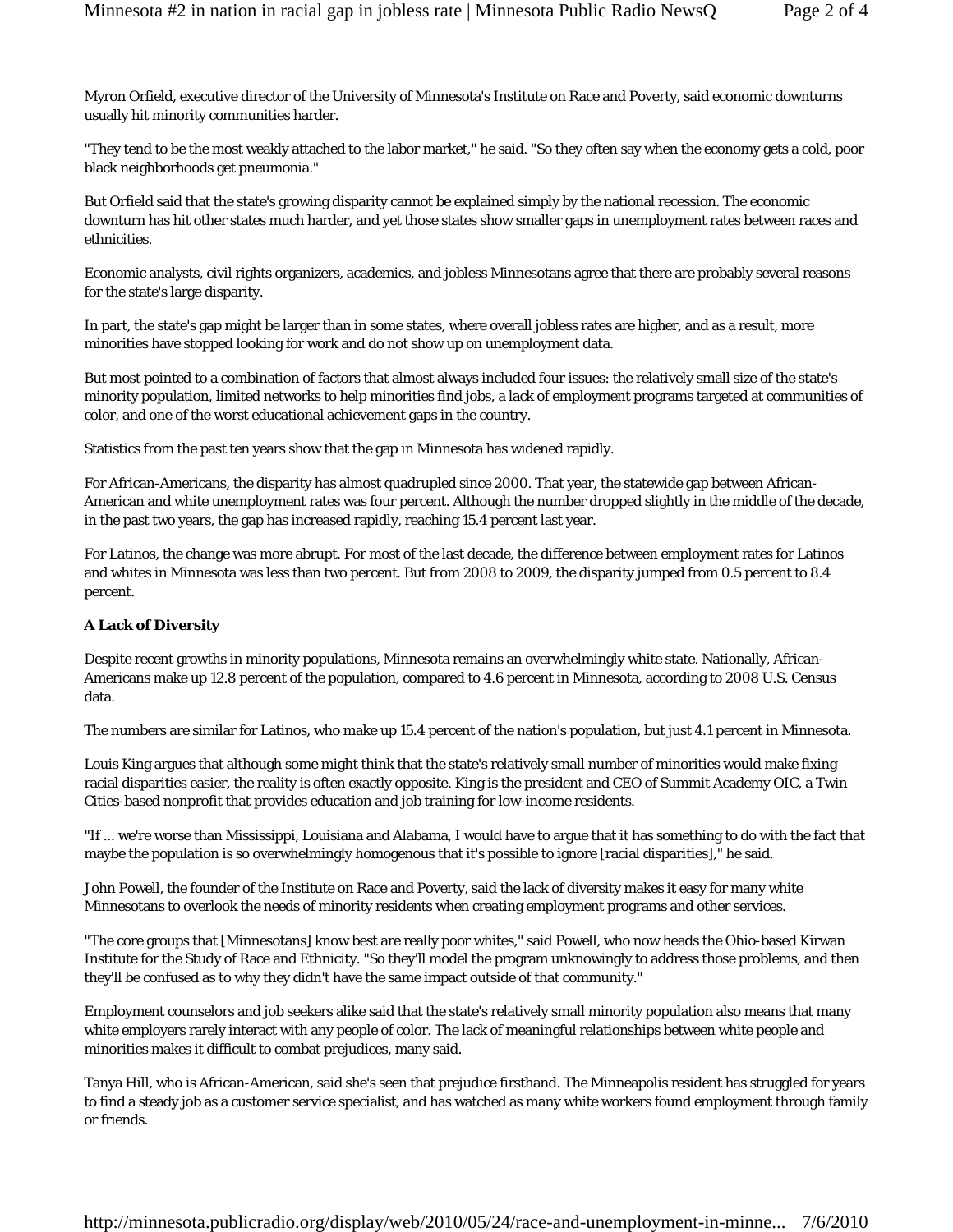Myron Orfield, executive director of the University of Minnesota's Institute on Race and Poverty, said economic downturns usually hit minority communities harder.

"They tend to be the most weakly attached to the labor market," he said. "So they often say when the economy gets a cold, poor black neighborhoods get pneumonia."

But Orfield said that the state's growing disparity cannot be explained simply by the national recession. The economic downturn has hit other states much harder, and yet those states show smaller gaps in unemployment rates between races and ethnicities.

Economic analysts, civil rights organizers, academics, and jobless Minnesotans agree that there are probably several reasons for the state's large disparity.

In part, the state's gap might be larger than in some states, where overall jobless rates are higher, and as a result, more minorities have stopped looking for work and do not show up on unemployment data.

But most pointed to a combination of factors that almost always included four issues: the relatively small size of the state's minority population, limited networks to help minorities find jobs, a lack of employment programs targeted at communities of color, and one of the worst educational achievement gaps in the country.

Statistics from the past ten years show that the gap in Minnesota has widened rapidly.

For African-Americans, the disparity has almost quadrupled since 2000. That year, the statewide gap between African-American and white unemployment rates was four percent. Although the number dropped slightly in the middle of the decade, in the past two years, the gap has increased rapidly, reaching 15.4 percent last year.

For Latinos, the change was more abrupt. For most of the last decade, the difference between employment rates for Latinos and whites in Minnesota was less than two percent. But from 2008 to 2009, the disparity jumped from 0.5 percent to 8.4 percent.

**A Lack of Diversity**

Despite recent growths in minority populations, Minnesota remains an overwhelmingly white state. Nationally, African-Americans make up 12.8 percent of the population, compared to 4.6 percent in Minnesota, according to 2008 U.S. Census data.

The numbers are similar for Latinos, who make up 15.4 percent of the nation's population, but just 4.1 percent in Minnesota.

Louis King argues that although some might think that the state's relatively small number of minorities would make fixing racial disparities easier, the reality is often exactly opposite. King is the president and CEO of Summit Academy OIC, a Twin Cities-based nonprofit that provides education and job training for low-income residents.

"If ... we're worse than Mississippi, Louisiana and Alabama, I would have to argue that it has something to do with the fact that maybe the population is so overwhelmingly homogenous that it's possible to ignore [racial disparities]," he said.

John Powell, the founder of the Institute on Race and Poverty, said the lack of diversity makes it easy for many white Minnesotans to overlook the needs of minority residents when creating employment programs and other services.

"The core groups that [Minnesotans] know best are really poor whites," said Powell, who now heads the Ohio-based Kirwan Institute for the Study of Race and Ethnicity. "So they'll model the program unknowingly to address those problems, and then they'll be confused as to why they didn't have the same impact outside of that community."

Employment counselors and job seekers alike said that the state's relatively small minority population also means that many white employers rarely interact with any people of color. The lack of meaningful relationships between white people and minorities makes it difficult to combat prejudices, many said.

Tanya Hill, who is African-American, said she's seen that prejudice firsthand. The Minneapolis resident has struggled for years to find a steady job as a customer service specialist, and has watched as many white workers found employment through family or friends.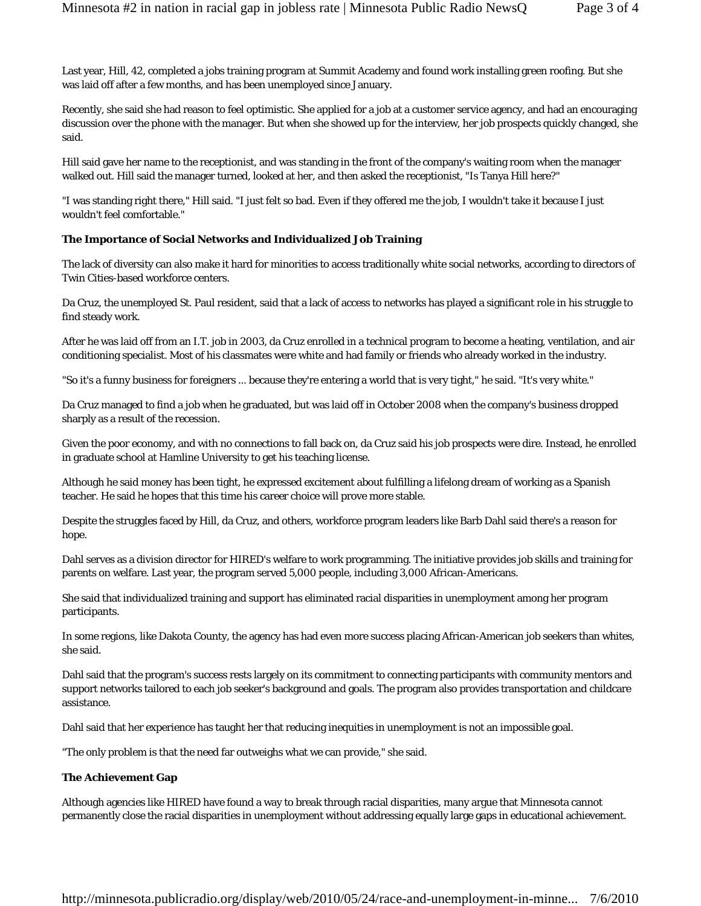Last year, Hill, 42, completed a jobs training program at Summit Academy and found work installing green roofing. But she was laid off after a few months, and has been unemployed since January.

Recently, she said she had reason to feel optimistic. She applied for a job at a customer service agency, and had an encouraging discussion over the phone with the manager. But when she showed up for the interview, her job prospects quickly changed, she said.

Hill said gave her name to the receptionist, and was standing in the front of the company's waiting room when the manager walked out. Hill said the manager turned, looked at her, and then asked the receptionist, "Is Tanya Hill here?"

"I was standing right there," Hill said. "I just felt so bad. Even if they offered me the job, I wouldn't take it because I just wouldn't feel comfortable."

**The Importance of Social Networks and Individualized Job Training**

The lack of diversity can also make it hard for minorities to access traditionally white social networks, according to directors of Twin Cities-based workforce centers.

Da Cruz, the unemployed St. Paul resident, said that a lack of access to networks has played a significant role in his struggle to find steady work.

After he was laid off from an I.T. job in 2003, da Cruz enrolled in a technical program to become a heating, ventilation, and air conditioning specialist. Most of his classmates were white and had family or friends who already worked in the industry.

"So it's a funny business for foreigners ... because they're entering a world that is very tight," he said. "It's very white."

Da Cruz managed to find a job when he graduated, but was laid off in October 2008 when the company's business dropped sharply as a result of the recession.

Given the poor economy, and with no connections to fall back on, da Cruz said his job prospects were dire. Instead, he enrolled in graduate school at Hamline University to get his teaching license.

Although he said money has been tight, he expressed excitement about fulfilling a lifelong dream of working as a Spanish teacher. He said he hopes that this time his career choice will prove more stable.

Despite the struggles faced by Hill, da Cruz, and others, workforce program leaders like Barb Dahl said there's a reason for hope.

Dahl serves as a division director for HIRED's welfare to work programming. The initiative provides job skills and training for parents on welfare. Last year, the program served 5,000 people, including 3,000 African-Americans.

She said that individualized training and support has eliminated racial disparities in unemployment among her program participants.

In some regions, like Dakota County, the agency has had even more success placing African-American job seekers than whites, she said.

Dahl said that the program's success rests largely on its commitment to connecting participants with community mentors and support networks tailored to each job seeker's background and goals. The program also provides transportation and childcare assistance.

Dahl said that her experience has taught her that reducing inequities in unemployment is not an impossible goal.

"The only problem is that the need far outweighs what we can provide," she said.

**The Achievement Gap**

Although agencies like HIRED have found a way to break through racial disparities, many argue that Minnesota cannot permanently close the racial disparities in unemployment without addressing equally large gaps in educational achievement.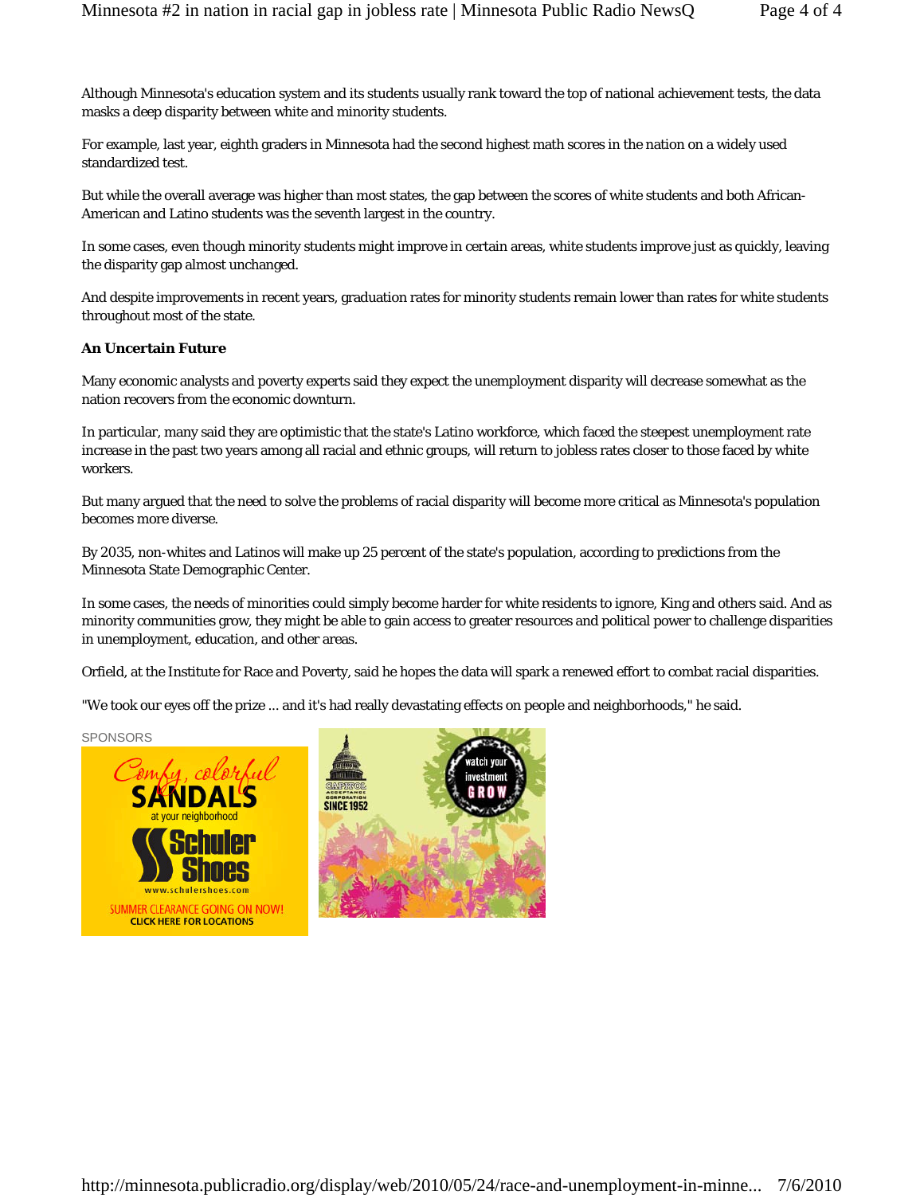Although Minnesota's education system and its students usually rank toward the top of national achievement tests, the data masks a deep disparity between white and minority students.

For example, last year, eighth graders in Minnesota had the second highest math scores in the nation on a widely used standardized test.

But while the overall average was higher than most states, the gap between the scores of white students and both African-American and Latino students was the seventh largest in the country.

In some cases, even though minority students might improve in certain areas, white students improve just as quickly, leaving the disparity gap almost unchanged.

And despite improvements in recent years, graduation rates for minority students remain lower than rates for white students throughout most of the state.

**An Uncertain Future**

Many economic analysts and poverty experts said they expect the unemployment disparity will decrease somewhat as the nation recovers from the economic downturn.

In particular, many said they are optimistic that the state's Latino workforce, which faced the steepest unemployment rate increase in the past two years among all racial and ethnic groups, will return to jobless rates closer to those faced by white workers.

But many argued that the need to solve the problems of racial disparity will become more critical as Minnesota's population becomes more diverse.

By 2035, non-whites and Latinos will make up 25 percent of the state's population, according to predictions from the Minnesota State Demographic Center.

In some cases, the needs of minorities could simply become harder for white residents to ignore, King and others said. And as minority communities grow, they might be able to gain access to greater resources and political power to challenge disparities in unemployment, education, and other areas.

Orfield, at the Institute for Race and Poverty, said he hopes the data will spark a renewed effort to combat racial disparities.

"We took our eyes off the prize ... and it's had really devastating effects on people and neighborhoods," he said.

SPONSORS